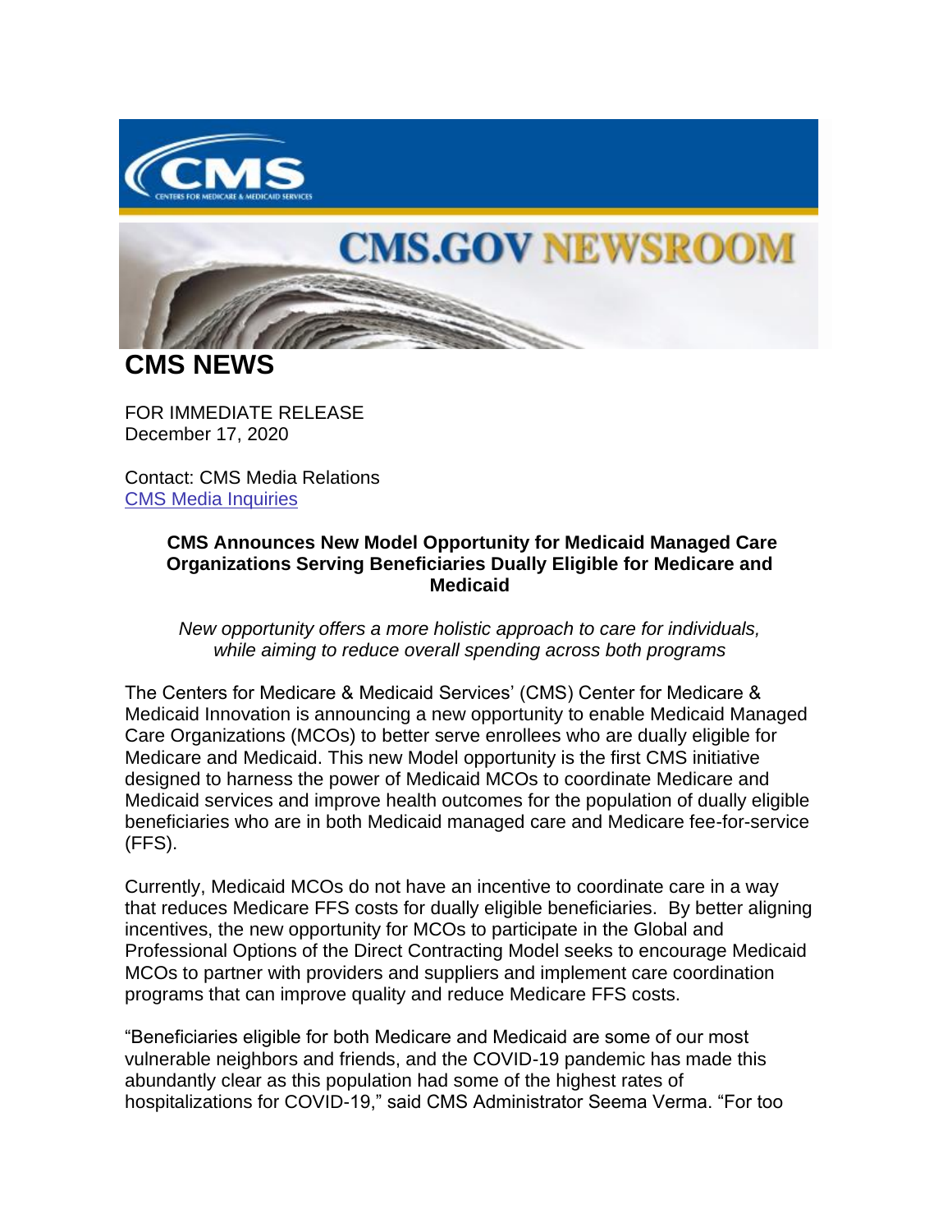# CMS NEWS

FOR IMMEDIATE RELEASE
December 17, 2020

Contact: CMS Media Relations
[CMS Media Inquiries]

**CMS Announces New Model Opportunity for Medicaid Managed Care Organizations Serving Beneficiaries Dually Eligible for Medicare and Medicaid**

*New opportunity offers a more holistic approach to care for individuals, while aiming to reduce overall spending across both programs*

The Centers for Medicare & Medicaid Services' (CMS) Center for Medicare & Medicaid Innovation is announcing a new opportunity to enable Medicaid Managed Care Organizations (MCOs) to better serve enrollees who are dually eligible for Medicare and Medicaid. This new Model opportunity is the first CMS initiative designed to harness the power of Medicaid MCOs to coordinate Medicare and Medicaid services and improve health outcomes for the population of dually eligible beneficiaries who are in both Medicaid managed care and Medicare fee-for-service (FFS).

Currently, Medicaid MCOs do not have an incentive to coordinate care in a way that reduces Medicare FFS costs for dually eligible beneficiaries. By better aligning incentives, the new opportunity for MCOs to participate in the Global and Professional Options of the Direct Contracting Model seeks to encourage Medicaid MCOs to partner with providers and suppliers and implement care coordination programs that can improve quality and reduce Medicare FFS costs.

"Beneficiaries eligible for both Medicare and Medicaid are some of our most vulnerable neighbors and friends, and the COVID-19 pandemic has made this abundantly clear as this population had some of the highest rates of hospitalizations for COVID-19," said CMS Administrator Seema Verma. "For too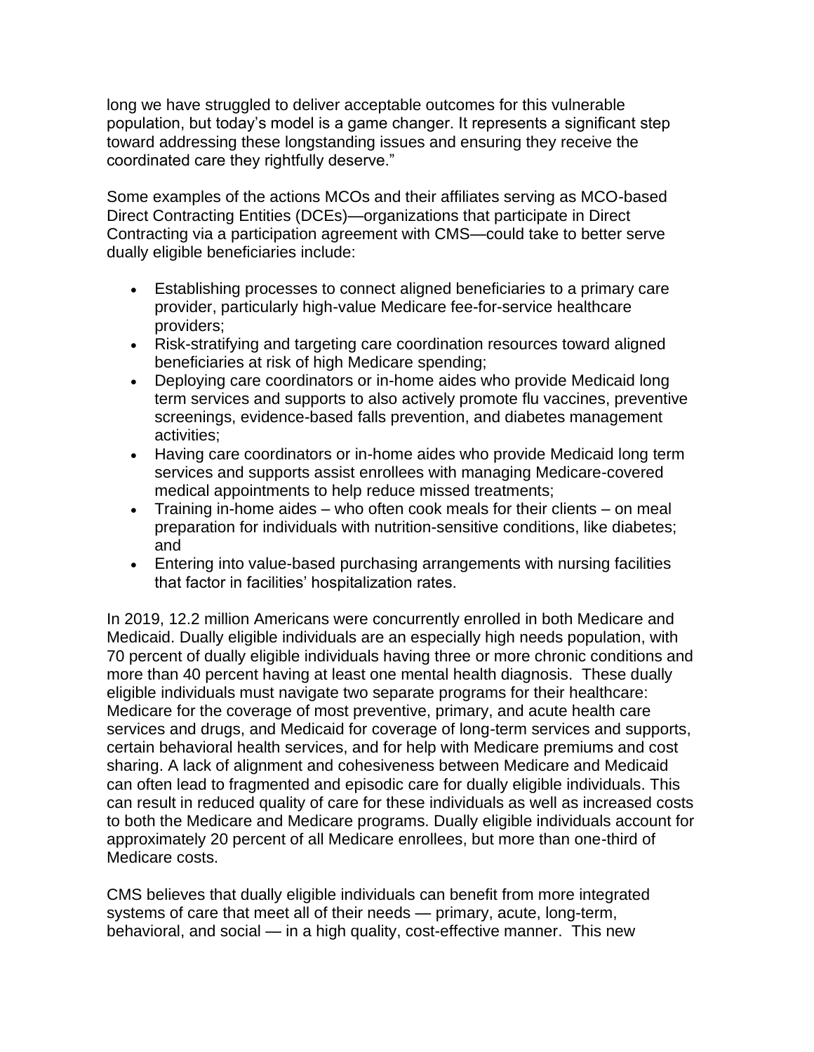long we have struggled to deliver acceptable outcomes for this vulnerable population, but today's model is a game changer. It represents a significant step toward addressing these longstanding issues and ensuring they receive the coordinated care they rightfully deserve."

Some examples of the actions MCOs and their affiliates serving as MCO-based Direct Contracting Entities (DCEs)—organizations that participate in Direct Contracting via a participation agreement with CMS—could take to better serve dually eligible beneficiaries include:

- Establishing processes to connect aligned beneficiaries to a primary care provider, particularly high-value Medicare fee-for-service healthcare providers;
- Risk-stratifying and targeting care coordination resources toward aligned beneficiaries at risk of high Medicare spending;
- Deploying care coordinators or in-home aides who provide Medicaid long term services and supports to also actively promote flu vaccines, preventive screenings, evidence-based falls prevention, and diabetes management activities;
- Having care coordinators or in-home aides who provide Medicaid long term services and supports assist enrollees with managing Medicare-covered medical appointments to help reduce missed treatments;
- Training in-home aides – who often cook meals for their clients – on meal preparation for individuals with nutrition-sensitive conditions, like diabetes; and
- Entering into value-based purchasing arrangements with nursing facilities that factor in facilities' hospitalization rates.

In 2019, 12.2 million Americans were concurrently enrolled in both Medicare and Medicaid. Dually eligible individuals are an especially high needs population, with 70 percent of dually eligible individuals having three or more chronic conditions and more than 40 percent having at least one mental health diagnosis. These dually eligible individuals must navigate two separate programs for their healthcare: Medicare for the coverage of most preventive, primary, and acute health care services and drugs, and Medicaid for coverage of long-term services and supports, certain behavioral health services, and for help with Medicare premiums and cost sharing. A lack of alignment and cohesiveness between Medicare and Medicaid can often lead to fragmented and episodic care for dually eligible individuals. This can result in reduced quality of care for these individuals as well as increased costs to both the Medicare and Medicare programs. Dually eligible individuals account for approximately 20 percent of all Medicare enrollees, but more than one-third of Medicare costs.

CMS believes that dually eligible individuals can benefit from more integrated systems of care that meet all of their needs — primary, acute, long-term, behavioral, and social — in a high quality, cost-effective manner. This new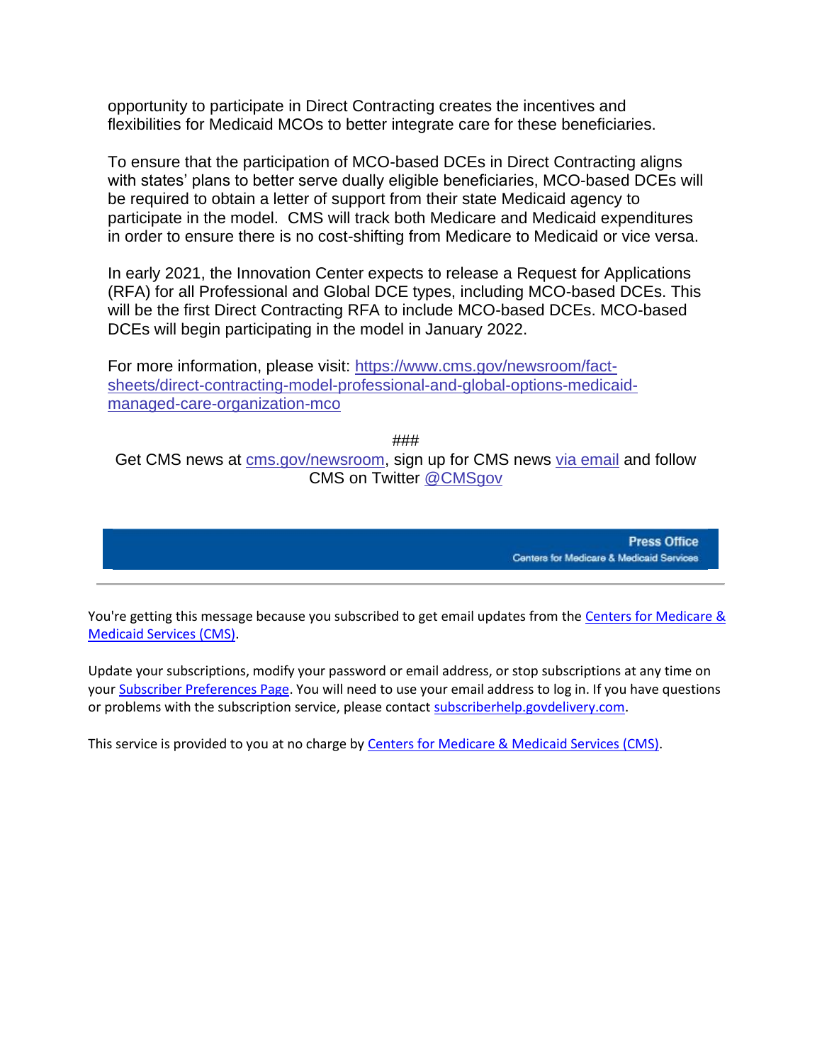opportunity to participate in Direct Contracting creates the incentives and flexibilities for Medicaid MCOs to better integrate care for these beneficiaries.

To ensure that the participation of MCO-based DCEs in Direct Contracting aligns with states' plans to better serve dually eligible beneficiaries, MCO-based DCEs will be required to obtain a letter of support from their state Medicaid agency to participate in the model. CMS will track both Medicare and Medicaid expenditures in order to ensure there is no cost-shifting from Medicare to Medicaid or vice versa.

In early 2021, the Innovation Center expects to release a Request for Applications (RFA) for all Professional and Global DCE types, including MCO-based DCEs. This will be the first Direct Contracting RFA to include MCO-based DCEs. MCO-based DCEs will begin participating in the model in January 2022.

For more information, please visit: https://www.cms.gov/newsroom/fact-sheets/direct-contracting-model-professional-and-global-options-medicaid-managed-care-organization-mco

###

Get CMS news at cms.gov/newsroom, sign up for CMS news via email and follow CMS on Twitter @CMSgov

**Press Office**
Centers for Medicare & Medicaid Services

---

You're getting this message because you subscribed to get email updates from the Centers for Medicare & Medicaid Services (CMS).

Update your subscriptions, modify your password or email address, or stop subscriptions at any time on your Subscriber Preferences Page. You will need to use your email address to log in. If you have questions or problems with the subscription service, please contact subscriberhelp.govdelivery.com.

This service is provided to you at no charge by Centers for Medicare & Medicaid Services (CMS).